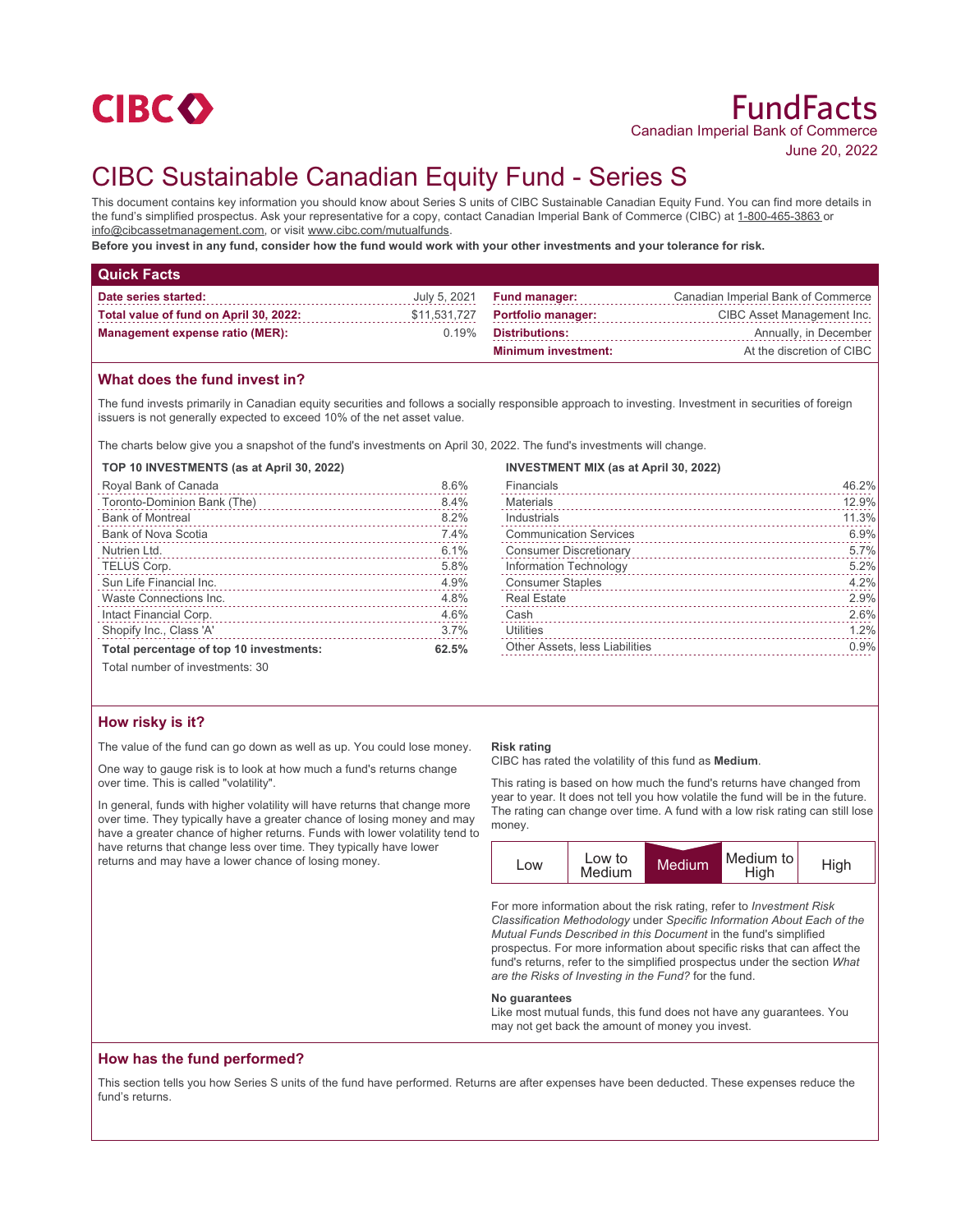CIBC

# FundFacts

Canadian Imperial Bank of Commerce

June 20, 2022

# CIBC Sustainable Canadian Equity Fund - Series S

This document contains key information you should know about Series S units of CIBC Sustainable Canadian Equity Fund. You can find more details in the fund's simplified prospectus. Ask your representative for a copy, contact Canadian Imperial Bank of Commerce (CIBC) at 1-800-465-3863 or info@cibcassetmanagement.com, or visit www.cibc.com/mutualfunds.

**Before you invest in any fund, consider how the fund would work with your other investments and your tolerance for risk.**

## Quick Facts

| | | | |
|---|---|---|---|
| **Date series started:** | July 5, 2021 | **Fund manager:** | Canadian Imperial Bank of Commerce |
| **Total value of fund on April 30, 2022:** | $11,531,727 | **Portfolio manager:** | CIBC Asset Management Inc. |
| **Management expense ratio (MER):** | 0.19% | **Distributions:** | Annually, in December |
| | | **Minimum investment:** | At the discretion of CIBC |

## What does the fund invest in?

The fund invests primarily in Canadian equity securities and follows a socially responsible approach to investing. Investment in securities of foreign issuers is not generally expected to exceed 10% of the net asset value.

The charts below give you a snapshot of the fund's investments on April 30, 2022. The fund's investments will change.

**TOP 10 INVESTMENTS (as at April 30, 2022)**

| | |
|---|---|
| Royal Bank of Canada | 8.6% |
| Toronto-Dominion Bank (The) | 8.4% |
| Bank of Montreal | 8.2% |
| Bank of Nova Scotia | 7.4% |
| Nutrien Ltd. | 6.1% |
| TELUS Corp. | 5.8% |
| Sun Life Financial Inc. | 4.9% |
| Waste Connections Inc. | 4.8% |
| Intact Financial Corp. | 4.6% |
| Shopify Inc., Class 'A' | 3.7% |
| **Total percentage of top 10 investments:** | **62.5%** |

Total number of investments: 30

**INVESTMENT MIX (as at April 30, 2022)**

| | |
|---|---|
| Financials | 46.2% |
| Materials | 12.9% |
| Industrials | 11.3% |
| Communication Services | 6.9% |
| Consumer Discretionary | 5.7% |
| Information Technology | 5.2% |
| Consumer Staples | 4.2% |
| Real Estate | 2.9% |
| Cash | 2.6% |
| Utilities | 1.2% |
| Other Assets, less Liabilities | 0.9% |

## How risky is it?

The value of the fund can go down as well as up. You could lose money.

One way to gauge risk is to look at how much a fund's returns change over time. This is called "volatility".

In general, funds with higher volatility will have returns that change more over time. They typically have a greater chance of losing money and may have a greater chance of higher returns. Funds with lower volatility tend to have returns that change less over time. They typically have lower returns and may have a lower chance of losing money.

**Risk rating**

CIBC has rated the volatility of this fund as **Medium**.

This rating is based on how much the fund's returns have changed from year to year. It does not tell you how volatile the fund will be in the future. The rating can change over time. A fund with a low risk rating can still lose money.

| Low | Low to Medium | **Medium** | Medium to High | High |
|---|---|---|---|---|

For more information about the risk rating, refer to *Investment Risk Classification Methodology* under *Specific Information About Each of the Mutual Funds Described in this Document* in the fund's simplified prospectus. For more information about specific risks that can affect the fund's returns, refer to the simplified prospectus under the section *What are the Risks of Investing in the Fund?* for the fund.

**No guarantees**

Like most mutual funds, this fund does not have any guarantees. You may not get back the amount of money you invest.

## How has the fund performed?

This section tells you how Series S units of the fund have performed. Returns are after expenses have been deducted. These expenses reduce the fund's returns.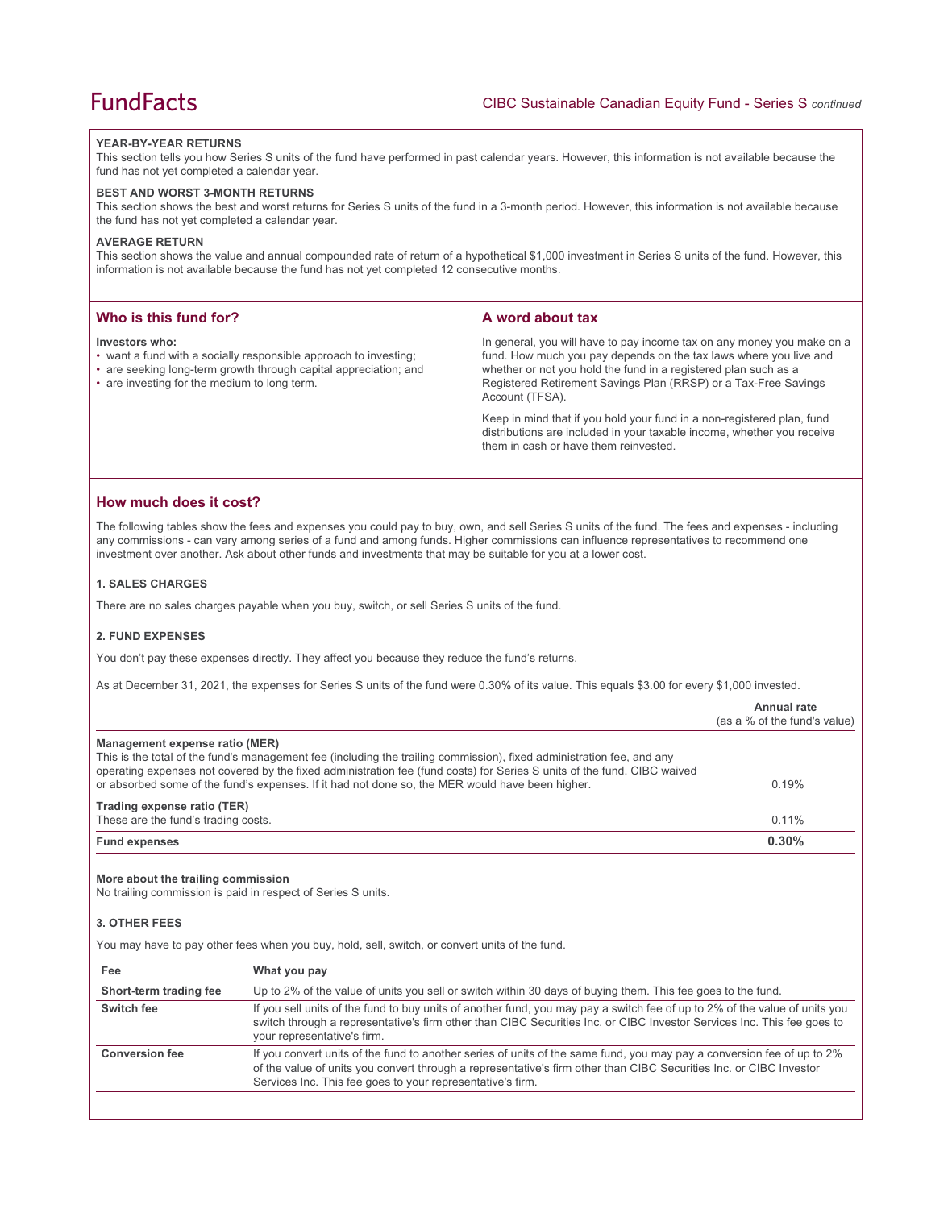### YEAR-BY-YEAR RETURNS

This section tells you how Series S units of the fund have performed in past calendar years. However, this information is not available because the fund has not yet completed a calendar year.

### BEST AND WORST 3-MONTH RETURNS

This section shows the best and worst returns for Series S units of the fund in a 3-month period. However, this information is not available because the fund has not yet completed a calendar year.

### AVERAGE RETURN

This section shows the value and annual compounded rate of return of a hypothetical $1,000 investment in Series S units of the fund. However, this information is not available because the fund has not yet completed 12 consecutive months.

## Who is this fund for?

**Investors who:**

- want a fund with a socially responsible approach to investing;
- are seeking long-term growth through capital appreciation; and
- are investing for the medium to long term.

## A word about tax

In general, you will have to pay income tax on any money you make on a fund. How much you pay depends on the tax laws where you live and whether or not you hold the fund in a registered plan such as a Registered Retirement Savings Plan (RRSP) or a Tax-Free Savings Account (TFSA).

Keep in mind that if you hold your fund in a non-registered plan, fund distributions are included in your taxable income, whether you receive them in cash or have them reinvested.

## How much does it cost?

The following tables show the fees and expenses you could pay to buy, own, and sell Series S units of the fund. The fees and expenses - including any commissions - can vary among series of a fund and among funds. Higher commissions can influence representatives to recommend one investment over another. Ask about other funds and investments that may be suitable for you at a lower cost.

### 1. SALES CHARGES

There are no sales charges payable when you buy, switch, or sell Series S units of the fund.

### 2. FUND EXPENSES

You don't pay these expenses directly. They affect you because they reduce the fund's returns.

As at December 31, 2021, the expenses for Series S units of the fund were 0.30% of its value. This equals $3.00 for every $1,000 invested.

| | Annual rate (as a % of the fund's value) |
|---|---|
| **Management expense ratio (MER)** This is the total of the fund's management fee (including the trailing commission), fixed administration fee, and any operating expenses not covered by the fixed administration fee (fund costs) for Series S units of the fund. CIBC waived or absorbed some of the fund's expenses. If it had not done so, the MER would have been higher. | 0.19% |
| **Trading expense ratio (TER)** These are the fund's trading costs. | 0.11% |
| **Fund expenses** | **0.30%** |

**More about the trailing commission**

No trailing commission is paid in respect of Series S units.

### 3. OTHER FEES

You may have to pay other fees when you buy, hold, sell, switch, or convert units of the fund.

| Fee | What you pay |
|---|---|
| **Short-term trading fee** | Up to 2% of the value of units you sell or switch within 30 days of buying them. This fee goes to the fund. |
| **Switch fee** | If you sell units of the fund to buy units of another fund, you may pay a switch fee of up to 2% of the value of units you switch through a representative's firm other than CIBC Securities Inc. or CIBC Investor Services Inc. This fee goes to your representative's firm. |
| **Conversion fee** | If you convert units of the fund to another series of units of the same fund, you may pay a conversion fee of up to 2% of the value of units you convert through a representative's firm other than CIBC Securities Inc. or CIBC Investor Services Inc. This fee goes to your representative's firm. |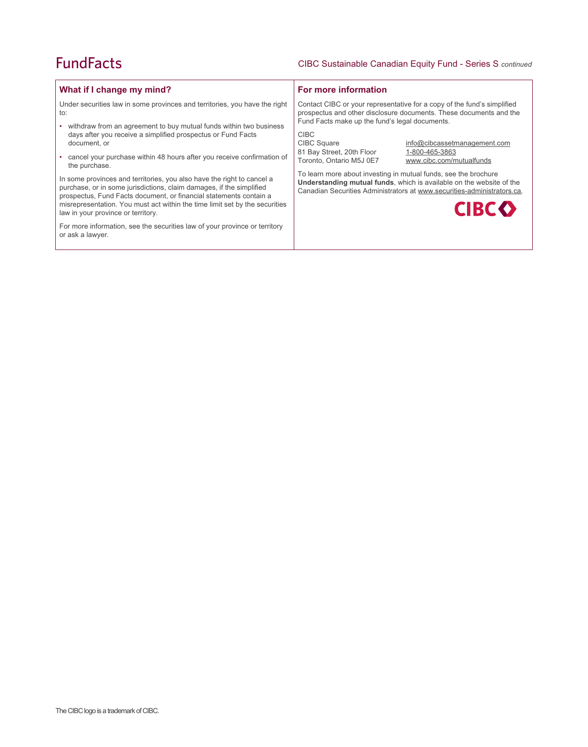## What if I change my mind?

Under securities law in some provinces and territories, you have the right to:

- withdraw from an agreement to buy mutual funds within two business days after you receive a simplified prospectus or Fund Facts document, or
- cancel your purchase within 48 hours after you receive confirmation of the purchase.

In some provinces and territories, you also have the right to cancel a purchase, or in some jurisdictions, claim damages, if the simplified prospectus, Fund Facts document, or financial statements contain a misrepresentation. You must act within the time limit set by the securities law in your province or territory.

For more information, see the securities law of your province or territory or ask a lawyer.

## For more information

Contact CIBC or your representative for a copy of the fund's simplified prospectus and other disclosure documents. These documents and the Fund Facts make up the fund's legal documents.

CIBC
CIBC Square
81 Bay Street, 20th Floor
Toronto, Ontario M5J 0E7

info@cibcassetmanagement.com
1-800-465-3863
www.cibc.com/mutualfunds

To learn more about investing in mutual funds, see the brochure **Understanding mutual funds**, which is available on the website of the Canadian Securities Administrators at www.securities-administrators.ca.

CIBC

The CIBC logo is a trademark of CIBC.